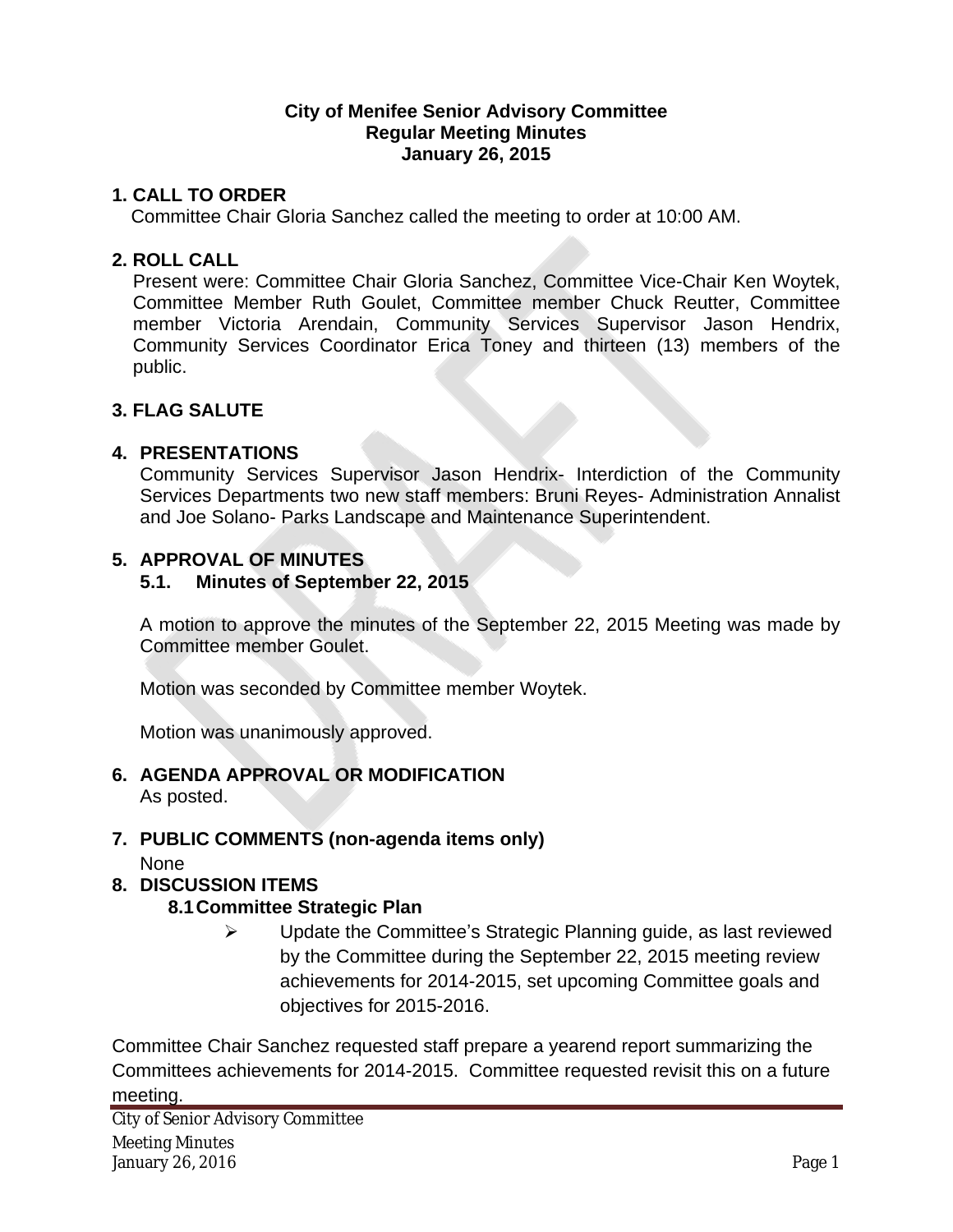**City of Menifee Senior Advisory Committee**
**Regular Meeting Minutes**
**January 26, 2015**

## 1. CALL TO ORDER

Committee Chair Gloria Sanchez called the meeting to order at 10:00 AM.

## 2. ROLL CALL

Present were: Committee Chair Gloria Sanchez, Committee Vice-Chair Ken Woytek, Committee Member Ruth Goulet, Committee member Chuck Reutter, Committee member Victoria Arendain, Community Services Supervisor Jason Hendrix, Community Services Coordinator Erica Toney and thirteen (13) members of the public.

## 3. FLAG SALUTE

## 4. PRESENTATIONS

Community Services Supervisor Jason Hendrix- Interdiction of the Community Services Departments two new staff members: Bruni Reyes- Administration Annalist and Joe Solano- Parks Landscape and Maintenance Superintendent.

## 5. APPROVAL OF MINUTES

### 5.1. Minutes of September 22, 2015

A motion to approve the minutes of the September 22, 2015 Meeting was made by Committee member Goulet.

Motion was seconded by Committee member Woytek.

Motion was unanimously approved.

## 6. AGENDA APPROVAL OR MODIFICATION

As posted.

## 7. PUBLIC COMMENTS (non-agenda items only)

None

## 8. DISCUSSION ITEMS

### 8.1 Committee Strategic Plan

- Update the Committee's Strategic Planning guide, as last reviewed by the Committee during the September 22, 2015 meeting review achievements for 2014-2015, set upcoming Committee goals and objectives for 2015-2016.

Committee Chair Sanchez requested staff prepare a yearend report summarizing the Committees achievements for 2014-2015. Committee requested revisit this on a future meeting.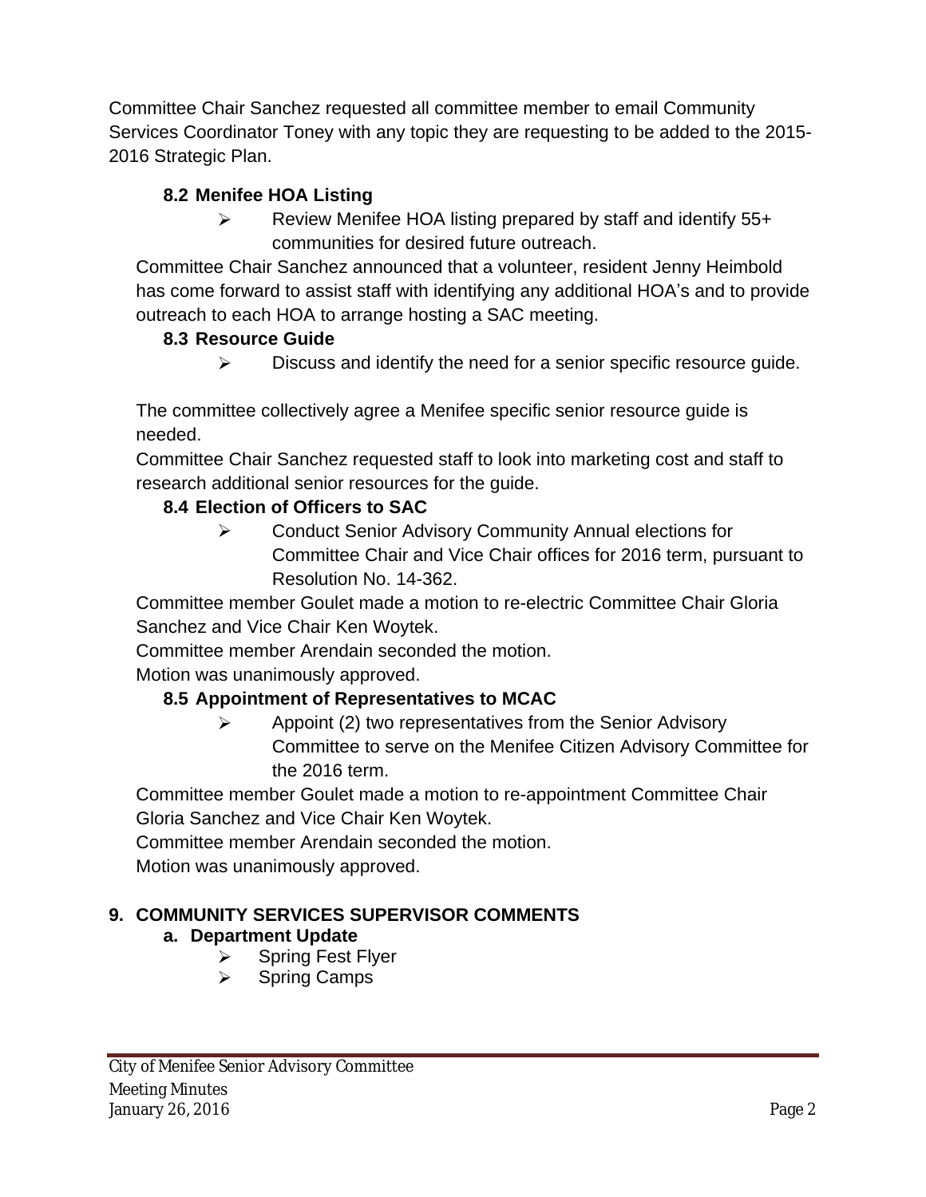Committee Chair Sanchez requested all committee member to email Community Services Coordinator Toney with any topic they are requesting to be added to the 2015-2016 Strategic Plan.

### 8.2 Menifee HOA Listing

- Review Menifee HOA listing prepared by staff and identify 55+ communities for desired future outreach.

Committee Chair Sanchez announced that a volunteer, resident Jenny Heimbold has come forward to assist staff with identifying any additional HOA's and to provide outreach to each HOA to arrange hosting a SAC meeting.

### 8.3 Resource Guide

- Discuss and identify the need for a senior specific resource guide.

The committee collectively agree a Menifee specific senior resource guide is needed.

Committee Chair Sanchez requested staff to look into marketing cost and staff to research additional senior resources for the guide.

### 8.4 Election of Officers to SAC

- Conduct Senior Advisory Community Annual elections for Committee Chair and Vice Chair offices for 2016 term, pursuant to Resolution No. 14-362.

Committee member Goulet made a motion to re-electric Committee Chair Gloria Sanchez and Vice Chair Ken Woytek.

Committee member Arendain seconded the motion.

Motion was unanimously approved.

### 8.5 Appointment of Representatives to MCAC

- Appoint (2) two representatives from the Senior Advisory Committee to serve on the Menifee Citizen Advisory Committee for the 2016 term.

Committee member Goulet made a motion to re-appointment Committee Chair Gloria Sanchez and Vice Chair Ken Woytek.

Committee member Arendain seconded the motion.

Motion was unanimously approved.

## 9. COMMUNITY SERVICES SUPERVISOR COMMENTS

### a. Department Update

- Spring Fest Flyer
- Spring Camps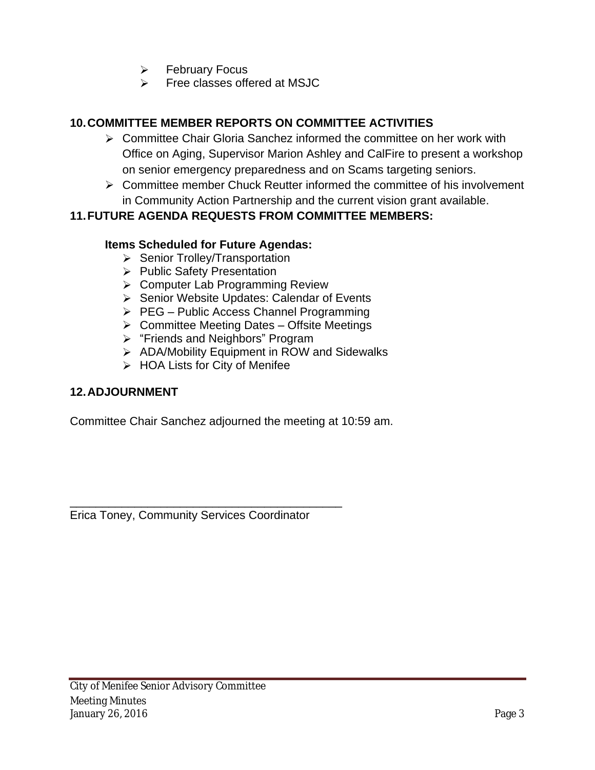- February Focus
- Free classes offered at MSJC

## 10. COMMITTEE MEMBER REPORTS ON COMMITTEE ACTIVITIES

- Committee Chair Gloria Sanchez informed the committee on her work with Office on Aging, Supervisor Marion Ashley and CalFire to present a workshop on senior emergency preparedness and on Scams targeting seniors.
- Committee member Chuck Reutter informed the committee of his involvement in Community Action Partnership and the current vision grant available.

## 11. FUTURE AGENDA REQUESTS FROM COMMITTEE MEMBERS:

**Items Scheduled for Future Agendas:**

- Senior Trolley/Transportation
- Public Safety Presentation
- Computer Lab Programming Review
- Senior Website Updates: Calendar of Events
- PEG – Public Access Channel Programming
- Committee Meeting Dates – Offsite Meetings
- "Friends and Neighbors" Program
- ADA/Mobility Equipment in ROW and Sidewalks
- HOA Lists for City of Menifee

## 12. ADJOURNMENT

Committee Chair Sanchez adjourned the meeting at 10:59 am.

\_\_\_\_\_\_\_\_\_\_\_\_\_\_\_\_\_\_\_\_\_\_\_\_\_\_\_\_\_\_\_\_\_\_\_\_\_\_\_\_\_\_

Erica Toney, Community Services Coordinator